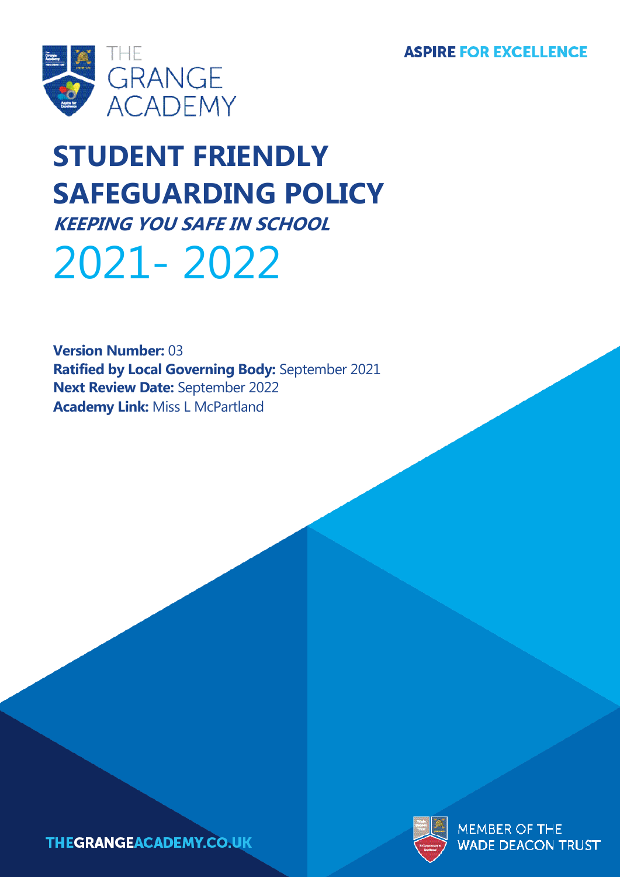THE GRANGE ACADEMY

**ASPIRE FOR EXCELLENCE**

# STUDENT FRIENDLY SAFEGUARDING POLICY

***KEEPING YOU SAFE IN SCHOOL***

# 2021- 2022

**Version Number:** 03
**Ratified by Local Governing Body:** September 2021
**Next Review Date:** September 2022
**Academy Link:** Miss L McPartland

THEGRANGEACADEMY.CO.UK

MEMBER OF THE WADE DEACON TRUST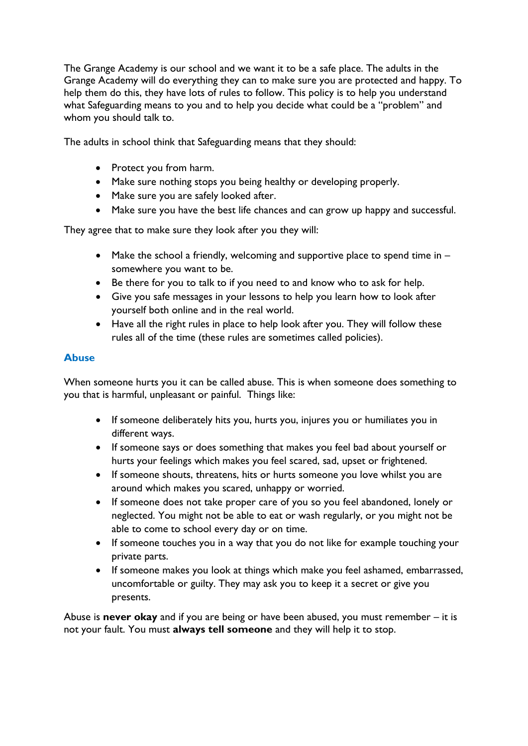The Grange Academy is our school and we want it to be a safe place. The adults in the Grange Academy will do everything they can to make sure you are protected and happy. To help them do this, they have lots of rules to follow. This policy is to help you understand what Safeguarding means to you and to help you decide what could be a "problem" and whom you should talk to.

The adults in school think that Safeguarding means that they should:

- Protect you from harm.
- Make sure nothing stops you being healthy or developing properly.
- Make sure you are safely looked after.
- Make sure you have the best life chances and can grow up happy and successful.

They agree that to make sure they look after you they will:

- Make the school a friendly, welcoming and supportive place to spend time in – somewhere you want to be.
- Be there for you to talk to if you need to and know who to ask for help.
- Give you safe messages in your lessons to help you learn how to look after yourself both online and in the real world.
- Have all the right rules in place to help look after you. They will follow these rules all of the time (these rules are sometimes called policies).

## Abuse

When someone hurts you it can be called abuse. This is when someone does something to you that is harmful, unpleasant or painful. Things like:

- If someone deliberately hits you, hurts you, injures you or humiliates you in different ways.
- If someone says or does something that makes you feel bad about yourself or hurts your feelings which makes you feel scared, sad, upset or frightened.
- If someone shouts, threatens, hits or hurts someone you love whilst you are around which makes you scared, unhappy or worried.
- If someone does not take proper care of you so you feel abandoned, lonely or neglected. You might not be able to eat or wash regularly, or you might not be able to come to school every day or on time.
- If someone touches you in a way that you do not like for example touching your private parts.
- If someone makes you look at things which make you feel ashamed, embarrassed, uncomfortable or guilty. They may ask you to keep it a secret or give you presents.

Abuse is **never okay** and if you are being or have been abused, you must remember – it is not your fault. You must **always tell someone** and they will help it to stop.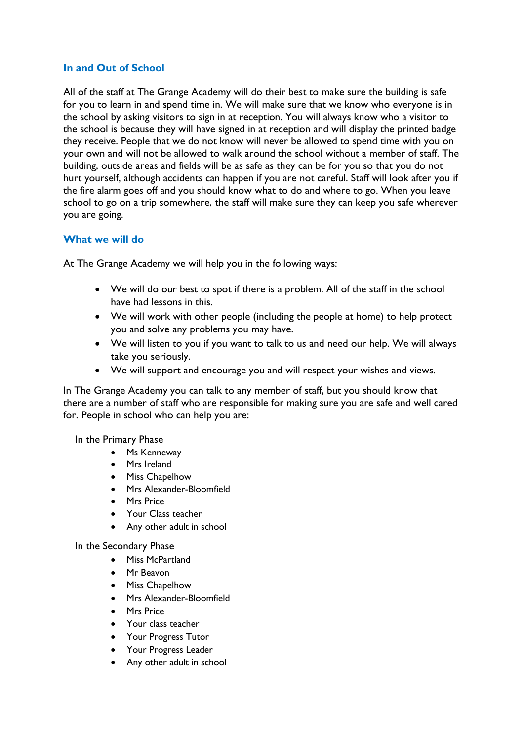## In and Out of School

All of the staff at The Grange Academy will do their best to make sure the building is safe for you to learn in and spend time in. We will make sure that we know who everyone is in the school by asking visitors to sign in at reception. You will always know who a visitor to the school is because they will have signed in at reception and will display the printed badge they receive. People that we do not know will never be allowed to spend time with you on your own and will not be allowed to walk around the school without a member of staff. The building, outside areas and fields will be as safe as they can be for you so that you do not hurt yourself, although accidents can happen if you are not careful. Staff will look after you if the fire alarm goes off and you should know what to do and where to go. When you leave school to go on a trip somewhere, the staff will make sure they can keep you safe wherever you are going.

## What we will do

At The Grange Academy we will help you in the following ways:

- We will do our best to spot if there is a problem. All of the staff in the school have had lessons in this.
- We will work with other people (including the people at home) to help protect you and solve any problems you may have.
- We will listen to you if you want to talk to us and need our help. We will always take you seriously.
- We will support and encourage you and will respect your wishes and views.

In The Grange Academy you can talk to any member of staff, but you should know that there are a number of staff who are responsible for making sure you are safe and well cared for. People in school who can help you are:

In the Primary Phase

- Ms Kenneway
- Mrs Ireland
- Miss Chapelhow
- Mrs Alexander-Bloomfield
- Mrs Price
- Your Class teacher
- Any other adult in school

In the Secondary Phase

- Miss McPartland
- Mr Beavon
- Miss Chapelhow
- Mrs Alexander-Bloomfield
- Mrs Price
- Your class teacher
- Your Progress Tutor
- Your Progress Leader
- Any other adult in school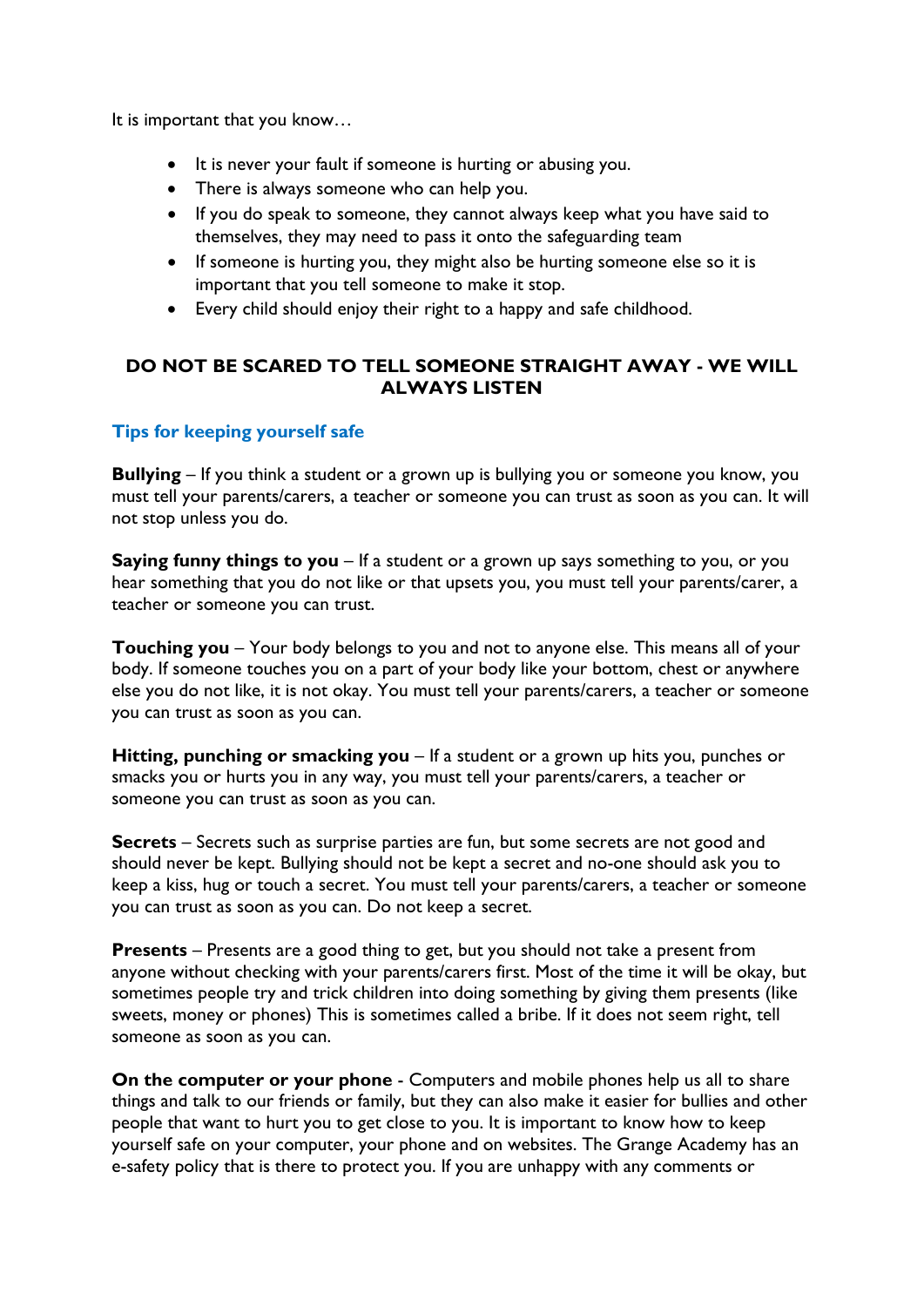It is important that you know…

- It is never your fault if someone is hurting or abusing you.
- There is always someone who can help you.
- If you do speak to someone, they cannot always keep what you have said to themselves, they may need to pass it onto the safeguarding team
- If someone is hurting you, they might also be hurting someone else so it is important that you tell someone to make it stop.
- Every child should enjoy their right to a happy and safe childhood.

### DO NOT BE SCARED TO TELL SOMEONE STRAIGHT AWAY - WE WILL ALWAYS LISTEN

### Tips for keeping yourself safe

**Bullying** – If you think a student or a grown up is bullying you or someone you know, you must tell your parents/carers, a teacher or someone you can trust as soon as you can. It will not stop unless you do.

**Saying funny things to you** – If a student or a grown up says something to you, or you hear something that you do not like or that upsets you, you must tell your parents/carer, a teacher or someone you can trust.

**Touching you** – Your body belongs to you and not to anyone else. This means all of your body. If someone touches you on a part of your body like your bottom, chest or anywhere else you do not like, it is not okay. You must tell your parents/carers, a teacher or someone you can trust as soon as you can.

**Hitting, punching or smacking you** – If a student or a grown up hits you, punches or smacks you or hurts you in any way, you must tell your parents/carers, a teacher or someone you can trust as soon as you can.

**Secrets** – Secrets such as surprise parties are fun, but some secrets are not good and should never be kept. Bullying should not be kept a secret and no-one should ask you to keep a kiss, hug or touch a secret. You must tell your parents/carers, a teacher or someone you can trust as soon as you can. Do not keep a secret.

**Presents** – Presents are a good thing to get, but you should not take a present from anyone without checking with your parents/carers first. Most of the time it will be okay, but sometimes people try and trick children into doing something by giving them presents (like sweets, money or phones) This is sometimes called a bribe. If it does not seem right, tell someone as soon as you can.

**On the computer or your phone** - Computers and mobile phones help us all to share things and talk to our friends or family, but they can also make it easier for bullies and other people that want to hurt you to get close to you. It is important to know how to keep yourself safe on your computer, your phone and on websites. The Grange Academy has an e-safety policy that is there to protect you. If you are unhappy with any comments or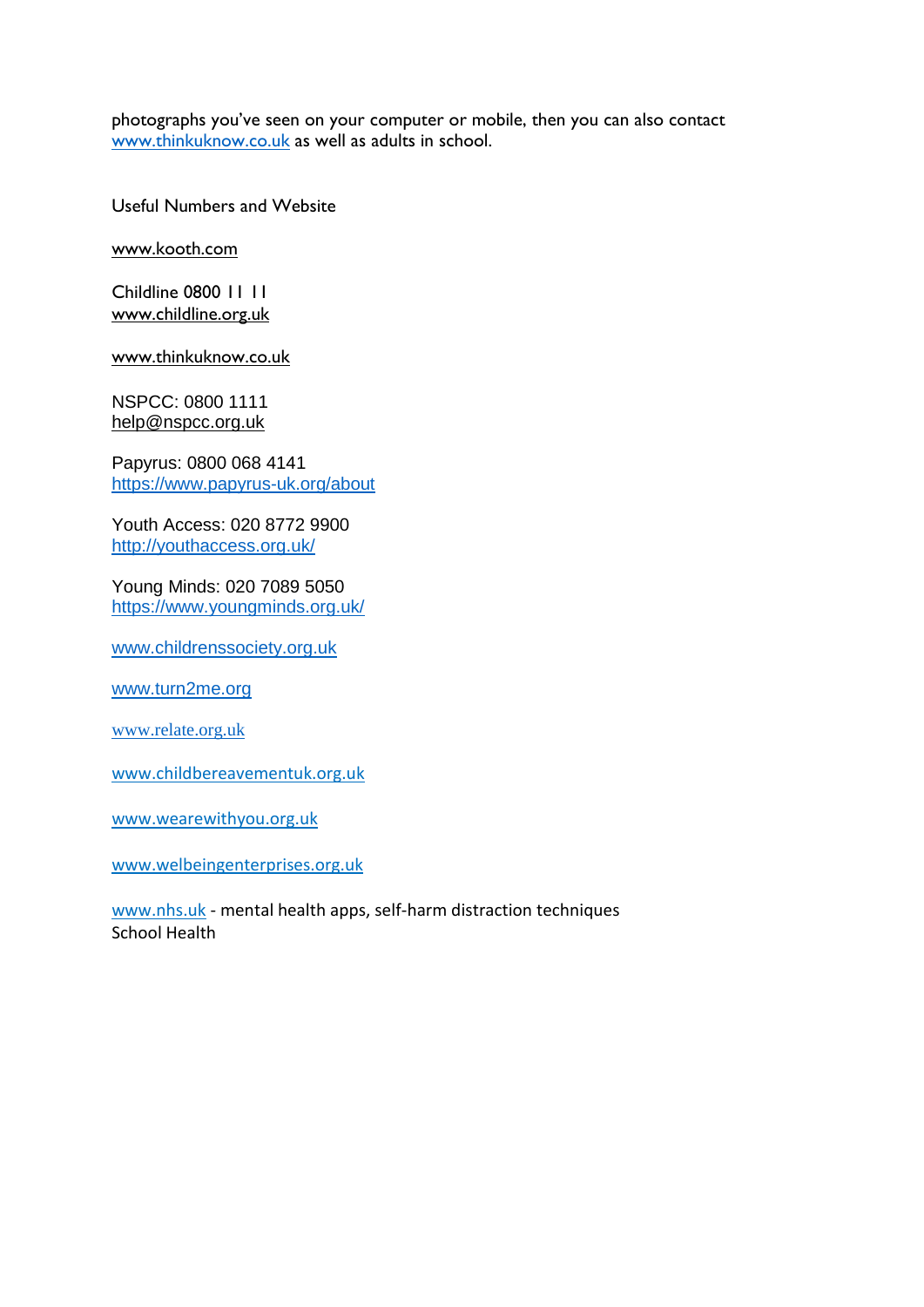photographs you've seen on your computer or mobile, then you can also contact www.thinkuknow.co.uk as well as adults in school.

Useful Numbers and Website

www.kooth.com

Childline 0800 11 11
www.childline.org.uk

www.thinkuknow.co.uk

NSPCC: 0800 1111
help@nspcc.org.uk

Papyrus: 0800 068 4141
https://www.papyrus-uk.org/about

Youth Access: 020 8772 9900
http://youthaccess.org.uk/

Young Minds: 020 7089 5050
https://www.youngminds.org.uk/

www.childrenssociety.org.uk

www.turn2me.org

www.relate.org.uk

www.childbereavementuk.org.uk

www.wearewithyou.org.uk

www.welbeingenterprises.org.uk

www.nhs.uk - mental health apps, self-harm distraction techniques
School Health